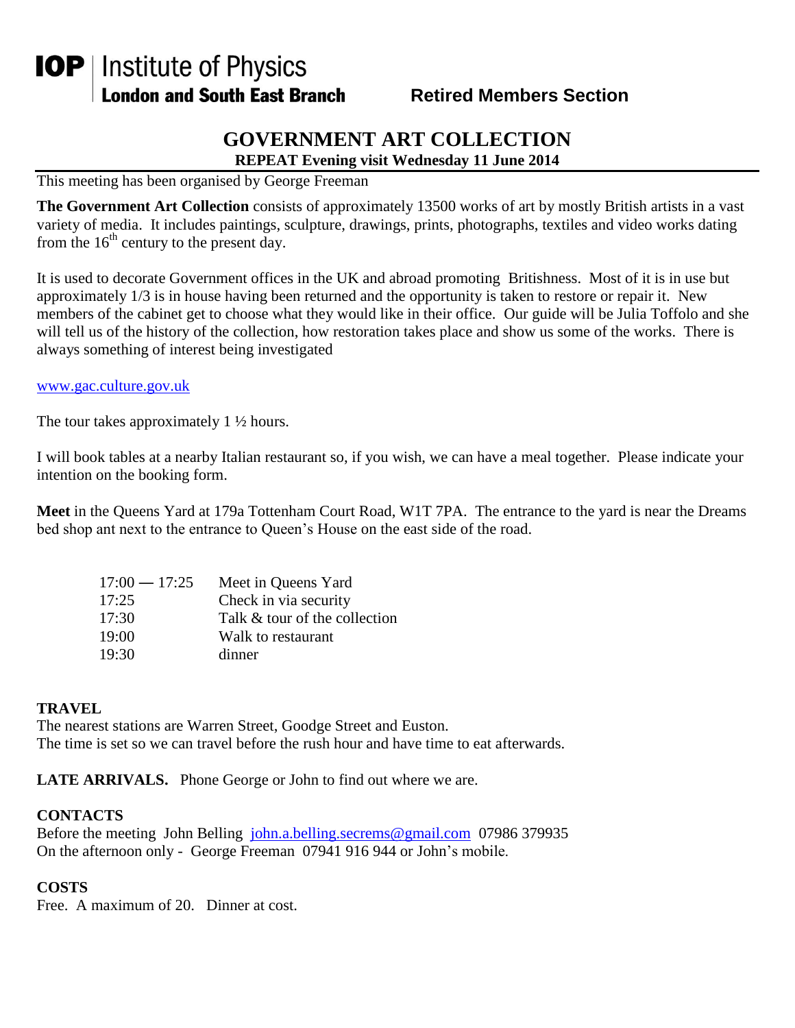**IOP | Institute of Physics**
**London and South East Branch** **Retired Members Section**

# GOVERNMENT ART COLLECTION

**REPEAT Evening visit Wednesday 11 June 2014**

This meeting has been organised by George Freeman

**The Government Art Collection** consists of approximately 13500 works of art by mostly British artists in a vast variety of media. It includes paintings, sculpture, drawings, prints, photographs, textiles and video works dating from the 16th century to the present day.

It is used to decorate Government offices in the UK and abroad promoting Britishness. Most of it is in use but approximately 1/3 is in house having been returned and the opportunity is taken to restore or repair it. New members of the cabinet get to choose what they would like in their office. Our guide will be Julia Toffolo and she will tell us of the history of the collection, how restoration takes place and show us some of the works. There is always something of interest being investigated

www.gac.culture.gov.uk

The tour takes approximately 1 ½ hours.

I will book tables at a nearby Italian restaurant so, if you wish, we can have a meal together. Please indicate your intention on the booking form.

**Meet** in the Queens Yard at 179a Tottenham Court Road, W1T 7PA. The entrance to the yard is near the Dreams bed shop ant next to the entrance to Queen's House on the east side of the road.

| | |
|---|---|
| 17:00 — 17:25 | Meet in Queens Yard |
| 17:25 | Check in via security |
| 17:30 | Talk & tour of the collection |
| 19:00 | Walk to restaurant |
| 19:30 | dinner |

**TRAVEL**

The nearest stations are Warren Street, Goodge Street and Euston.
The time is set so we can travel before the rush hour and have time to eat afterwards.

**LATE ARRIVALS.** Phone George or John to find out where we are.

**CONTACTS**

Before the meeting John Belling john.a.belling.secrems@gmail.com 07986 379935
On the afternoon only - George Freeman 07941 916 944 or John's mobile.

**COSTS**

Free. A maximum of 20. Dinner at cost.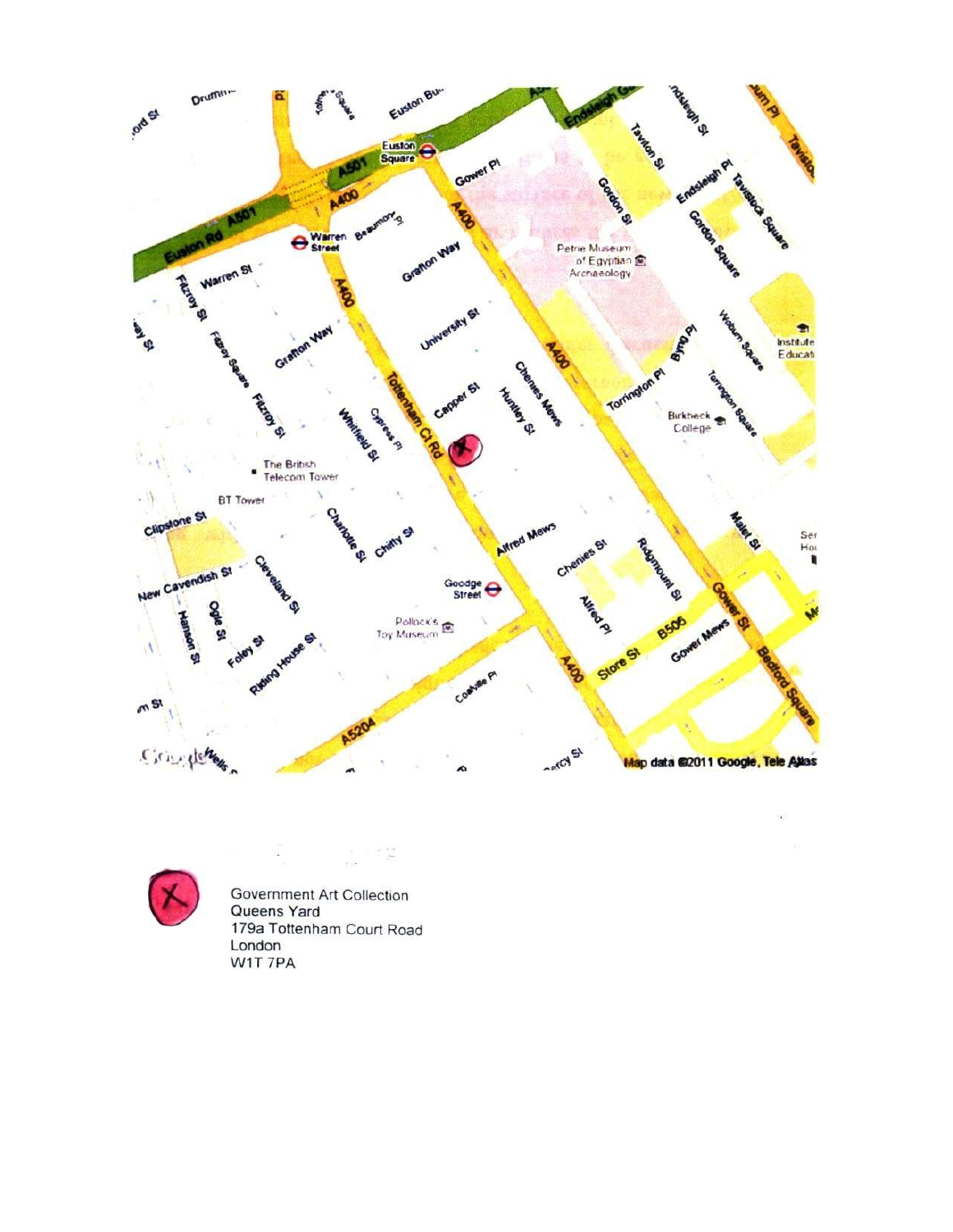Government Art Collection
Queens Yard
179a Tottenham Court Road
London
W1T 7PA